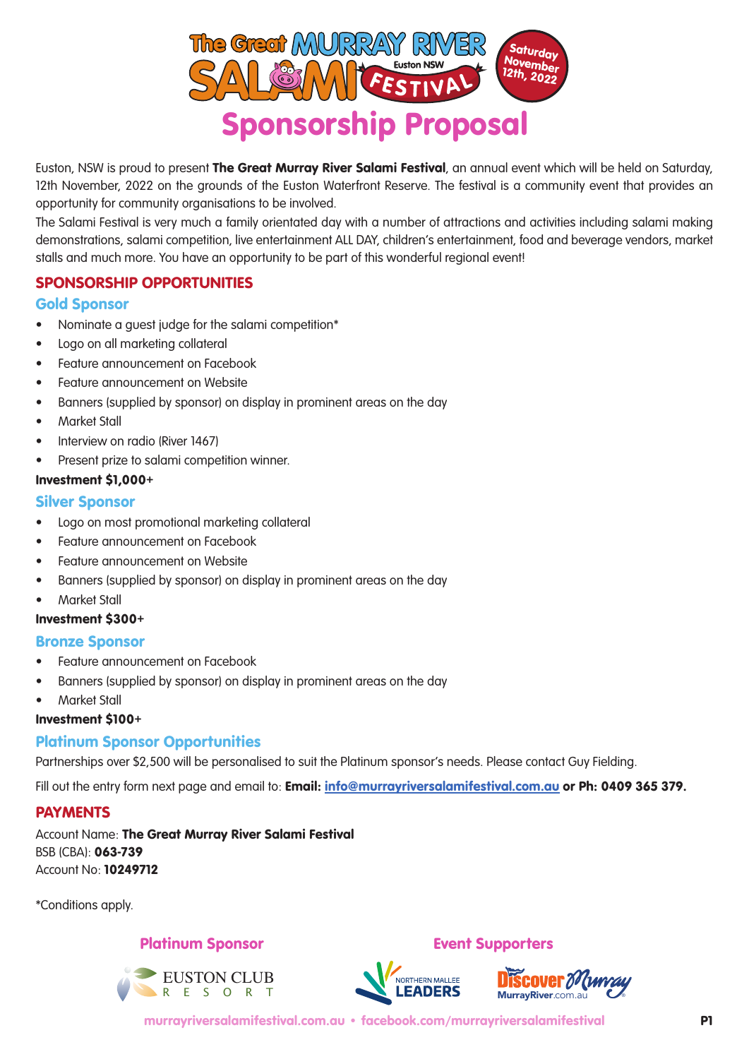# The Great MURRAY RIVER SALAMI FESTIVAL

Euston NSW

Saturday November 12th, 2022

# Sponsorship Proposal

Euston, NSW is proud to present **The Great Murray River Salami Festival**, an annual event which will be held on Saturday, 12th November, 2022 on the grounds of the Euston Waterfront Reserve. The festival is a community event that provides an opportunity for community organisations to be involved.

The Salami Festival is very much a family orientated day with a number of attractions and activities including salami making demonstrations, salami competition, live entertainment ALL DAY, children's entertainment, food and beverage vendors, market stalls and much more. You have an opportunity to be part of this wonderful regional event!

## SPONSORSHIP OPPORTUNITIES

### Gold Sponsor

- Nominate a guest judge for the salami competition*
- Logo on all marketing collateral
- Feature announcement on Facebook
- Feature announcement on Website
- Banners (supplied by sponsor) on display in prominent areas on the day
- Market Stall
- Interview on radio (River 1467)
- Present prize to salami competition winner.

**Investment $1,000+**

### Silver Sponsor

- Logo on most promotional marketing collateral
- Feature announcement on Facebook
- Feature announcement on Website
- Banners (supplied by sponsor) on display in prominent areas on the day
- Market Stall

**Investment $300+**

### Bronze Sponsor

- Feature announcement on Facebook
- Banners (supplied by sponsor) on display in prominent areas on the day
- Market Stall

**Investment $100+**

### Platinum Sponsor Opportunities

Partnerships over $2,500 will be personalised to suit the Platinum sponsor's needs. Please contact Guy Fielding.

Fill out the entry form next page and email to: **Email: info@murrayriversalamifestival.com.au or Ph: 0409 365 379.**

## PAYMENTS

Account Name: **The Great Murray River Salami Festival**
BSB (CBA): **063-739**
Account No: **10249712**

*Conditions apply.

**Platinum Sponsor**

EUSTON CLUB RESORT

**Event Supporters**

NORTHERN MALLEE LEADERS

Discover Murray — MurrayRiver.com.au

murrayriversalamifestival.com.au • facebook.com/murrayriversalamifestival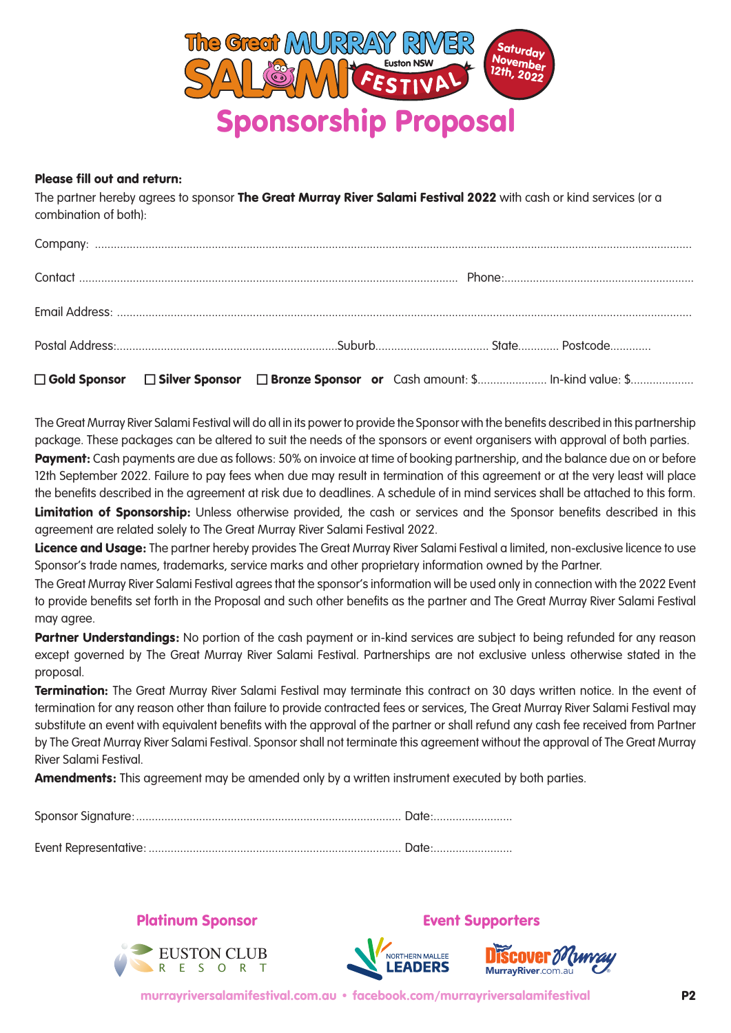# The Great MURRAY RIVER SALAMI FESTIVAL

Euston NSW

Saturday November 12th, 2022

# Sponsorship Proposal

**Please fill out and return:**

The partner hereby agrees to sponsor **The Great Murray River Salami Festival 2022** with cash or kind services (or a combination of both):

Company: ........................................................................................................................................................................

Contact ........................................................................................................ Phone:............................................................

Email Address: ................................................................................................................................................................

Postal Address:......................................................................Suburb.................................... State............ Postcode............

☐ **Gold Sponsor** ☐ **Silver Sponsor** ☐ **Bronze Sponsor** **or** Cash amount: $...................... In-kind value: $....................

The Great Murray River Salami Festival will do all in its power to provide the Sponsor with the benefits described in this partnership package. These packages can be altered to suit the needs of the sponsors or event organisers with approval of both parties.

**Payment:** Cash payments are due as follows: 50% on invoice at time of booking partnership, and the balance due on or before 12th September 2022. Failure to pay fees when due may result in termination of this agreement or at the very least will place the benefits described in the agreement at risk due to deadlines. A schedule of in mind services shall be attached to this form.

**Limitation of Sponsorship:** Unless otherwise provided, the cash or services and the Sponsor benefits described in this agreement are related solely to The Great Murray River Salami Festival 2022.

**Licence and Usage:** The partner hereby provides The Great Murray River Salami Festival a limited, non-exclusive licence to use Sponsor's trade names, trademarks, service marks and other proprietary information owned by the Partner.

The Great Murray River Salami Festival agrees that the sponsor's information will be used only in connection with the 2022 Event to provide benefits set forth in the Proposal and such other benefits as the partner and The Great Murray River Salami Festival may agree.

**Partner Understandings:** No portion of the cash payment or in-kind services are subject to being refunded for any reason except governed by The Great Murray River Salami Festival. Partnerships are not exclusive unless otherwise stated in the proposal.

**Termination:** The Great Murray River Salami Festival may terminate this contract on 30 days written notice. In the event of termination for any reason other than failure to provide contracted fees or services, The Great Murray River Salami Festival may substitute an event with equivalent benefits with the approval of the partner or shall refund any cash fee received from Partner by The Great Murray River Salami Festival. Sponsor shall not terminate this agreement without the approval of The Great Murray River Salami Festival.

**Amendments:** This agreement may be amended only by a written instrument executed by both parties.

Sponsor Signature:.................................................................................... Date:.........................

Event Representative: ................................................................................ Date:.........................

**Platinum Sponsor**

EUSTON CLUB RESORT

**Event Supporters**

NORTHERN MALLEE LEADERS

Discover Murray MurrayRiver.com.au

murrayriversalamifestival.com.au • facebook.com/murrayriversalamifestival